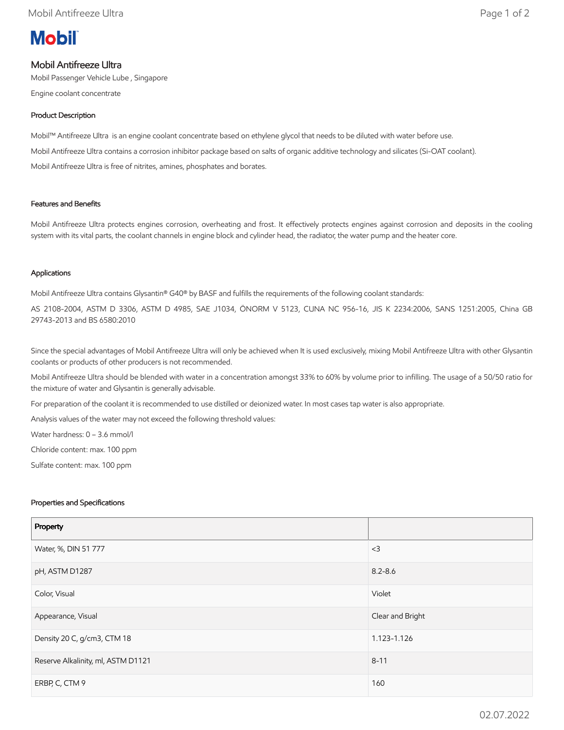# Mobil Antifreeze Ultra

Mobil Passenger Vehicle Lube , Singapore

Engine coolant concentrate

## Product Description

Mobil™ Antifreeze Ultra is an engine coolant concentrate based on ethylene glycol that needs to be diluted with water before use.

Mobil Antifreeze Ultra contains a corrosion inhibitor package based on salts of organic additive technology and silicates (Si-OAT coolant).

Mobil Antifreeze Ultra is free of nitrites, amines, phosphates and borates.

## Features and Benefits

Mobil Antifreeze Ultra protects engines corrosion, overheating and frost. It effectively protects engines against corrosion and deposits in the cooling system with its vital parts, the coolant channels in engine block and cylinder head, the radiator, the water pump and the heater core.

## Applications

Mobil Antifreeze Ultra contains Glysantin® G40® by BASF and fulfills the requirements of the following coolant standards:

AS 2108-2004, ASTM D 3306, ASTM D 4985, SAE J1034, ÖNORM V 5123, CUNA NC 956-16, JIS K 2234:2006, SANS 1251:2005, China GB 29743-2013 and BS 6580:2010

Since the special advantages of Mobil Antifreeze Ultra will only be achieved when It is used exclusively, mixing Mobil Antifreeze Ultra with other Glysantin coolants or products of other producers is not recommended.

Mobil Antifreeze Ultra should be blended with water in a concentration amongst 33% to 60% by volume prior to infilling. The usage of a 50/50 ratio for the mixture of water and Glysantin is generally advisable.

For preparation of the coolant it is recommended to use distilled or deionized water. In most cases tap water is also appropriate.

Analysis values of the water may not exceed the following threshold values:

Water hardness: 0 – 3.6 mmol/l

Chloride content: max. 100 ppm

Sulfate content: max. 100 ppm

## Properties and Specifications

| Property | |
|---|---|
| Water, %, DIN 51 777 | <3 |
| pH, ASTM D1287 | 8.2-8.6 |
| Color, Visual | Violet |
| Appearance, Visual | Clear and Bright |
| Density 20 C, g/cm3, CTM 18 | 1.123-1.126 |
| Reserve Alkalinity, ml, ASTM D1121 | 8-11 |
| ERBP, C, CTM 9 | 160 |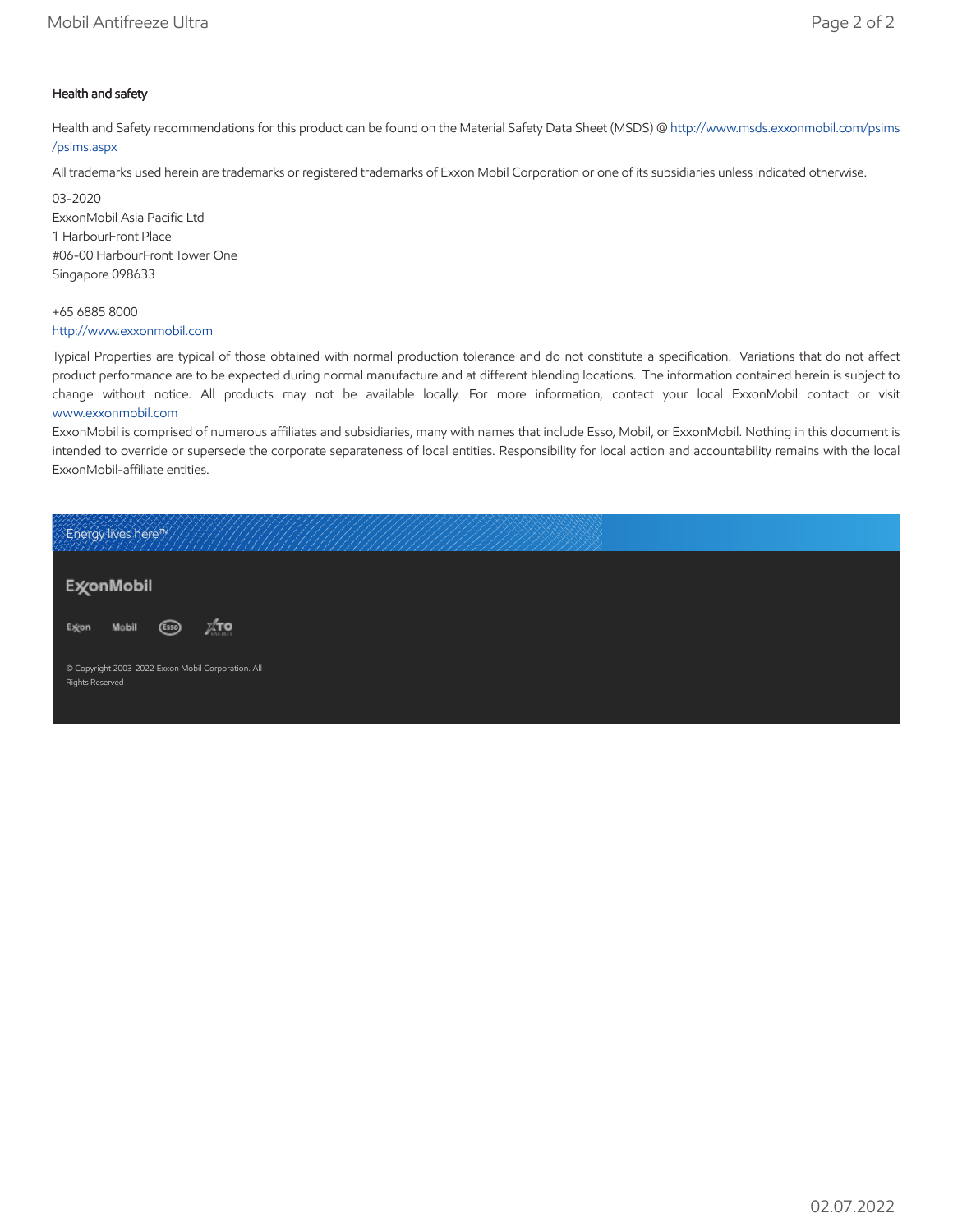### Health and safety

Health and Safety recommendations for this product can be found on the Material Safety Data Sheet (MSDS) @ http://www.msds.exxonmobil.com/psims/psims.aspx

All trademarks used herein are trademarks or registered trademarks of Exxon Mobil Corporation or one of its subsidiaries unless indicated otherwise.

03-2020
ExxonMobil Asia Pacific Ltd
1 HarbourFront Place
#06-00 HarbourFront Tower One
Singapore 098633

+65 6885 8000
http://www.exxonmobil.com

Typical Properties are typical of those obtained with normal production tolerance and do not constitute a specification. Variations that do not affect product performance are to be expected during normal manufacture and at different blending locations. The information contained herein is subject to change without notice. All products may not be available locally. For more information, contact your local ExxonMobil contact or visit www.exxonmobil.com

ExxonMobil is comprised of numerous affiliates and subsidiaries, many with names that include Esso, Mobil, or ExxonMobil. Nothing in this document is intended to override or supersede the corporate separateness of local entities. Responsibility for local action and accountability remains with the local ExxonMobil-affiliate entities.

Energy lives here™

ExxonMobil

Exxon Mobil Esso XTO

© Copyright 2003-2022 Exxon Mobil Corporation. All Rights Reserved